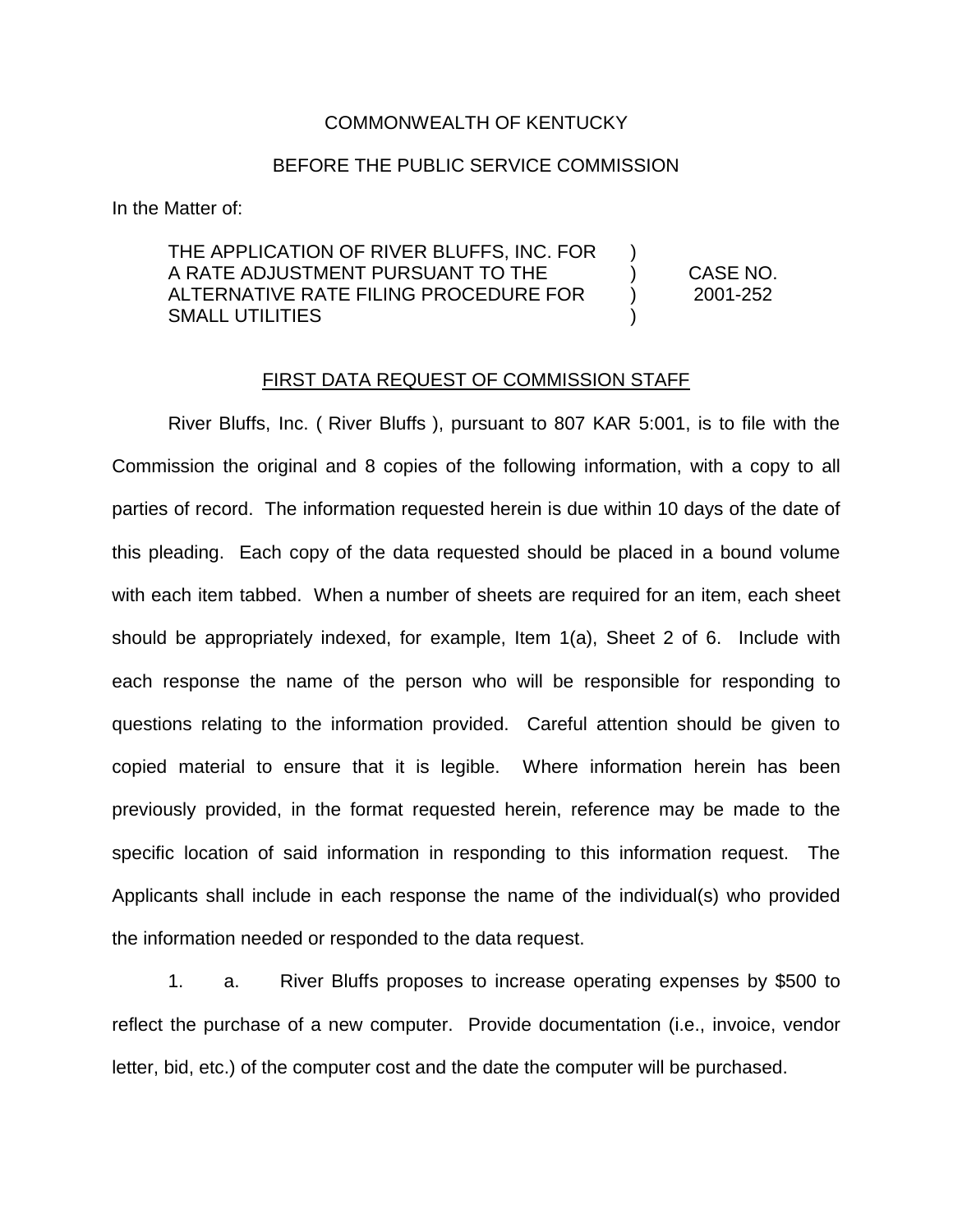COMMONWEALTH OF KENTUCKY

BEFORE THE PUBLIC SERVICE COMMISSION

In the Matter of:

| | | |
|---|---|---|
| THE APPLICATION OF RIVER BLUFFS, INC. FOR A RATE ADJUSTMENT PURSUANT TO THE ALTERNATIVE RATE FILING PROCEDURE FOR SMALL UTILITIES | ) ) ) ) | CASE NO. 2001-252 |

## FIRST DATA REQUEST OF COMMISSION STAFF

River Bluffs, Inc. ( River Bluffs ), pursuant to 807 KAR 5:001, is to file with the Commission the original and 8 copies of the following information, with a copy to all parties of record. The information requested herein is due within 10 days of the date of this pleading. Each copy of the data requested should be placed in a bound volume with each item tabbed. When a number of sheets are required for an item, each sheet should be appropriately indexed, for example, Item 1(a), Sheet 2 of 6. Include with each response the name of the person who will be responsible for responding to questions relating to the information provided. Careful attention should be given to copied material to ensure that it is legible. Where information herein has been previously provided, in the format requested herein, reference may be made to the specific location of said information in responding to this information request. The Applicants shall include in each response the name of the individual(s) who provided the information needed or responded to the data request.

1. a. River Bluffs proposes to increase operating expenses by $500 to reflect the purchase of a new computer. Provide documentation (i.e., invoice, vendor letter, bid, etc.) of the computer cost and the date the computer will be purchased.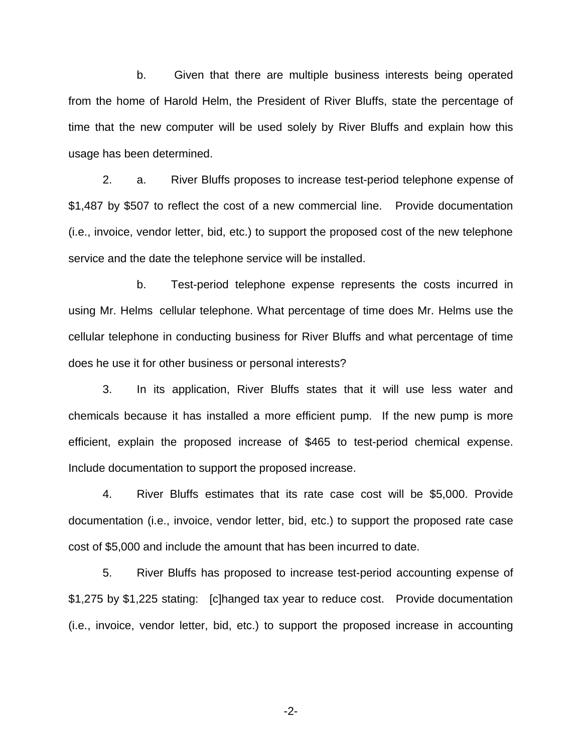b. Given that there are multiple business interests being operated from the home of Harold Helm, the President of River Bluffs, state the percentage of time that the new computer will be used solely by River Bluffs and explain how this usage has been determined.

2. a. River Bluffs proposes to increase test-period telephone expense of $1,487 by $507 to reflect the cost of a new commercial line. Provide documentation (i.e., invoice, vendor letter, bid, etc.) to support the proposed cost of the new telephone service and the date the telephone service will be installed.

b. Test-period telephone expense represents the costs incurred in using Mr. Helms cellular telephone. What percentage of time does Mr. Helms use the cellular telephone in conducting business for River Bluffs and what percentage of time does he use it for other business or personal interests?

3. In its application, River Bluffs states that it will use less water and chemicals because it has installed a more efficient pump. If the new pump is more efficient, explain the proposed increase of $465 to test-period chemical expense. Include documentation to support the proposed increase.

4. River Bluffs estimates that its rate case cost will be $5,000. Provide documentation (i.e., invoice, vendor letter, bid, etc.) to support the proposed rate case cost of $5,000 and include the amount that has been incurred to date.

5. River Bluffs has proposed to increase test-period accounting expense of $1,275 by $1,225 stating: [c]hanged tax year to reduce cost. Provide documentation (i.e., invoice, vendor letter, bid, etc.) to support the proposed increase in accounting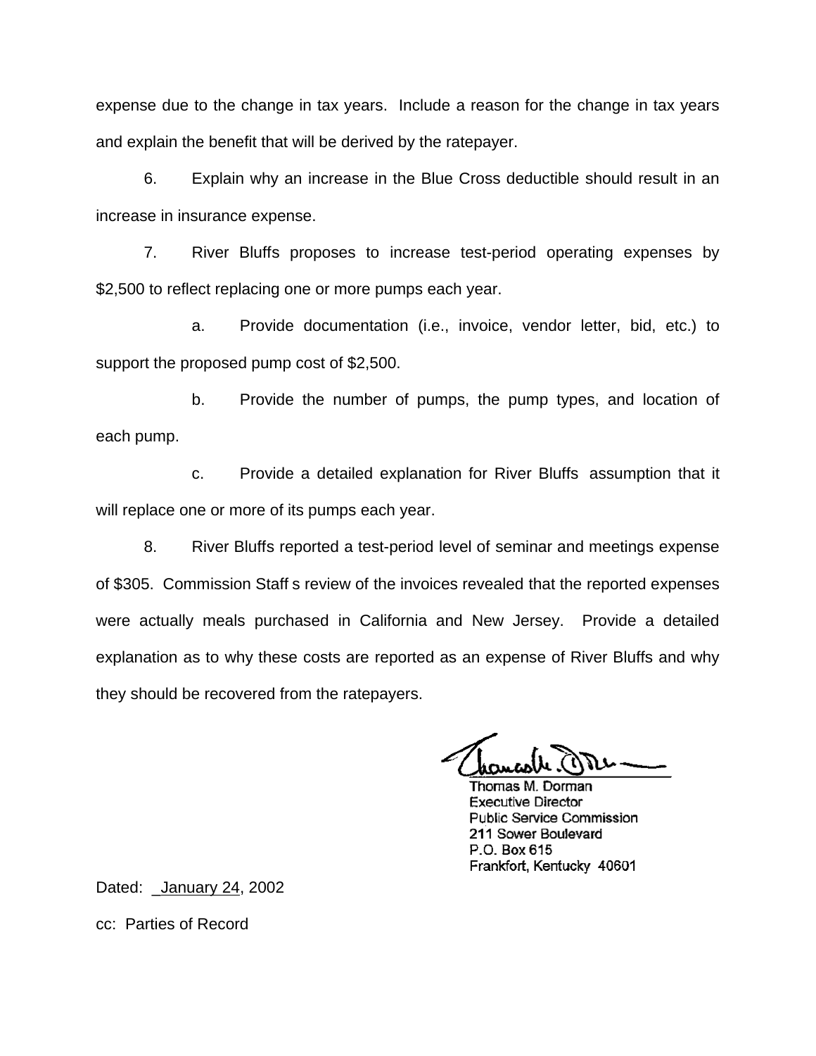expense due to the change in tax years. Include a reason for the change in tax years and explain the benefit that will be derived by the ratepayer.

6. Explain why an increase in the Blue Cross deductible should result in an increase in insurance expense.

7. River Bluffs proposes to increase test-period operating expenses by $2,500 to reflect replacing one or more pumps each year.

   a. Provide documentation (i.e., invoice, vendor letter, bid, etc.) to support the proposed pump cost of $2,500.

   b. Provide the number of pumps, the pump types, and location of each pump.

   c. Provide a detailed explanation for River Bluffs assumption that it will replace one or more of its pumps each year.

8. River Bluffs reported a test-period level of seminar and meetings expense of $305. Commission Staff s review of the invoices revealed that the reported expenses were actually meals purchased in California and New Jersey. Provide a detailed explanation as to why these costs are reported as an expense of River Bluffs and why they should be recovered from the ratepayers.

Thomas M. Dorman
Executive Director
Public Service Commission
211 Sower Boulevard
P.O. Box 615
Frankfort, Kentucky 40601

Dated: _January 24, 2002

cc: Parties of Record